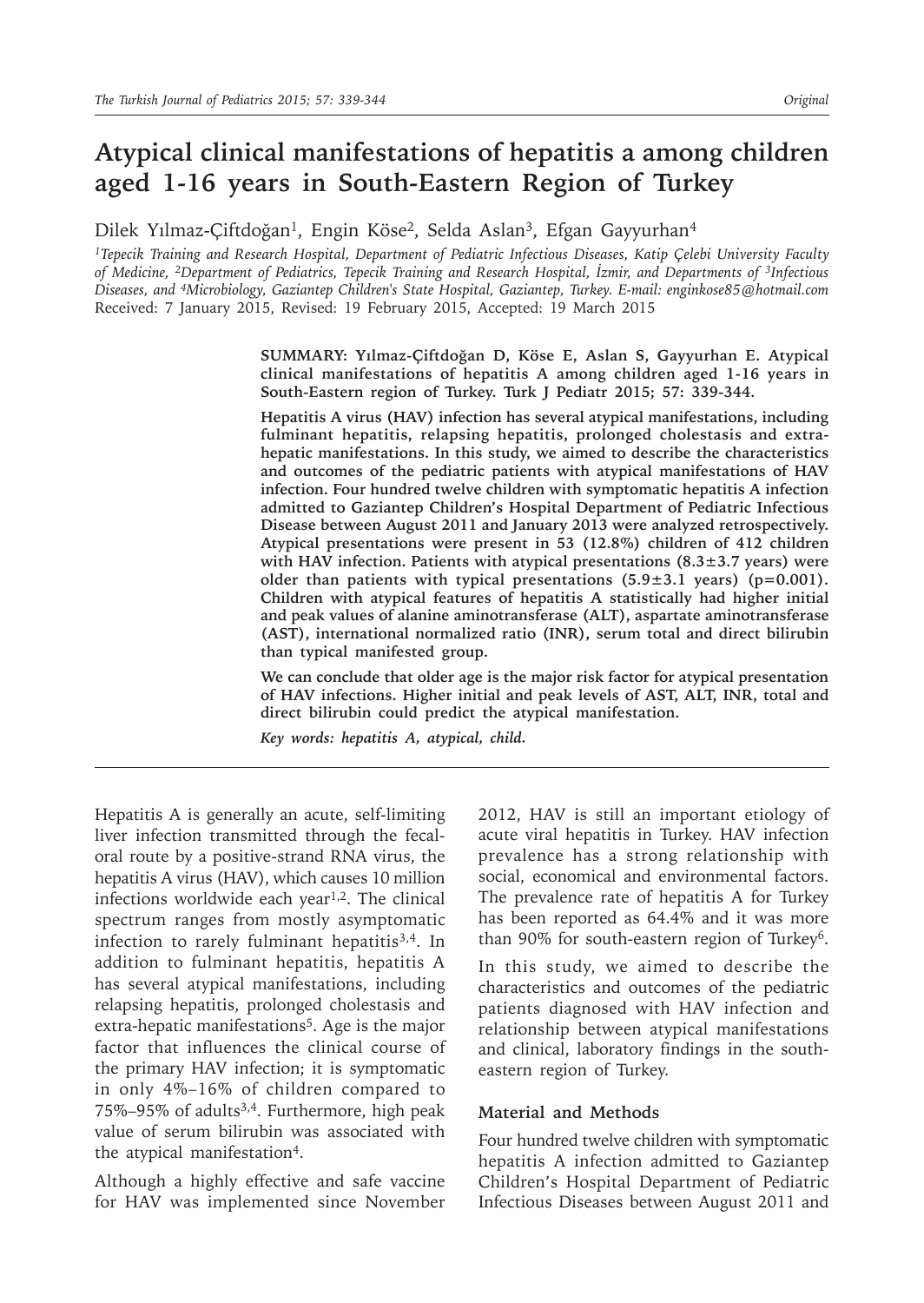# Atypical clinical manifestations of hepatitis a among children aged 1-16 years in South-Eastern Region of Turkey

Dilek Yılmaz-Çiftdoğan[1], Engin Köse[2], Selda Aslan[3], Efgan Gayyurhan[4]

[1]Tepecik Training and Research Hospital, Department of Pediatric Infectious Diseases, Katip Çelebi University Faculty of Medicine, [2]Department of Pediatrics, Tepecik Training and Research Hospital, İzmir, and Departments of [3]Infectious Diseases, and [4]Microbiology, Gaziantep Children's State Hospital, Gaziantep, Turkey. E-mail: enginkose85@hotmail.com

Received: 7 January 2015, Revised: 19 February 2015, Accepted: 19 March 2015

**SUMMARY: Yılmaz-Çiftdoğan D, Köse E, Aslan S, Gayyurhan E. Atypical clinical manifestations of hepatitis A among children aged 1-16 years in South-Eastern region of Turkey. Turk J Pediatr 2015; 57: 339-344.**

**Hepatitis A virus (HAV) infection has several atypical manifestations, including fulminant hepatitis, relapsing hepatitis, prolonged cholestasis and extra-hepatic manifestations. In this study, we aimed to describe the characteristics and outcomes of the pediatric patients with atypical manifestations of HAV infection. Four hundred twelve children with symptomatic hepatitis A infection admitted to Gaziantep Children's Hospital Department of Pediatric Infectious Disease between August 2011 and January 2013 were analyzed retrospectively. Atypical presentations were present in 53 (12.8%) children of 412 children with HAV infection. Patients with atypical presentations (8.3±3.7 years) were older than patients with typical presentations (5.9±3.1 years) (p=0.001). Children with atypical features of hepatitis A statistically had higher initial and peak values of alanine aminotransferase (ALT), aspartate aminotransferase (AST), international normalized ratio (INR), serum total and direct bilirubin than typical manifested group.**

**We can conclude that older age is the major risk factor for atypical presentation of HAV infections. Higher initial and peak levels of AST, ALT, INR, total and direct bilirubin could predict the atypical manifestation.**

***Key words: hepatitis A, atypical, child.***

---

Hepatitis A is generally an acute, self-limiting liver infection transmitted through the fecal-oral route by a positive-strand RNA virus, the hepatitis A virus (HAV), which causes 10 million infections worldwide each year[1,2]. The clinical spectrum ranges from mostly asymptomatic infection to rarely fulminant hepatitis[3,4]. In addition to fulminant hepatitis, hepatitis A has several atypical manifestations, including relapsing hepatitis, prolonged cholestasis and extra-hepatic manifestations[5]. Age is the major factor that influences the clinical course of the primary HAV infection; it is symptomatic in only 4%–16% of children compared to 75%–95% of adults[3,4]. Furthermore, high peak value of serum bilirubin was associated with the atypical manifestation[4].

Although a highly effective and safe vaccine for HAV was implemented since November 2012, HAV is still an important etiology of acute viral hepatitis in Turkey. HAV infection prevalence has a strong relationship with social, economical and environmental factors. The prevalence rate of hepatitis A for Turkey has been reported as 64.4% and it was more than 90% for south-eastern region of Turkey[6].

In this study, we aimed to describe the characteristics and outcomes of the pediatric patients diagnosed with HAV infection and relationship between atypical manifestations and clinical, laboratory findings in the south-eastern region of Turkey.

## Material and Methods

Four hundred twelve children with symptomatic hepatitis A infection admitted to Gaziantep Children's Hospital Department of Pediatric Infectious Diseases between August 2011 and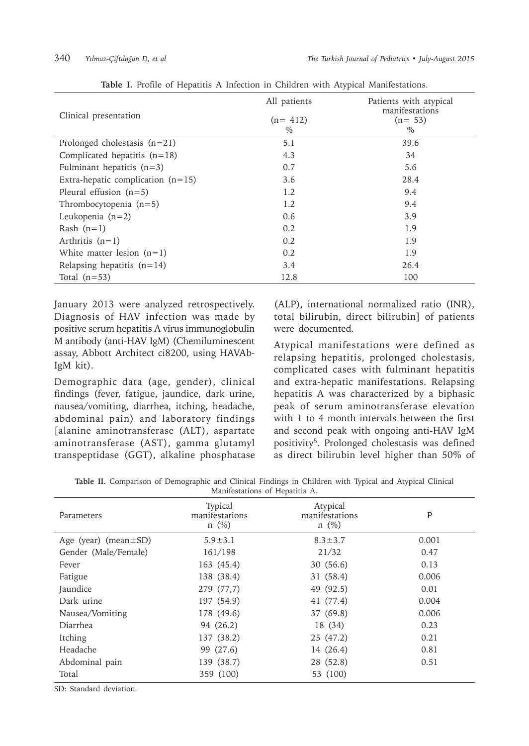**Table I.** Profile of Hepatitis A Infection in Children with Atypical Manifestations.

| Clinical presentation | All patients (n= 412) % | Patients with atypical manifestations (n= 53) % |
|---|---|---|
| Prolonged cholestasis (n=21) | 5.1 | 39.6 |
| Complicated hepatitis (n=18) | 4.3 | 34 |
| Fulminant hepatitis (n=3) | 0.7 | 5.6 |
| Extra-hepatic complication (n=15) | 3.6 | 28.4 |
| Pleural effusion (n=5) | 1.2 | 9.4 |
| Thrombocytopenia (n=5) | 1.2 | 9.4 |
| Leukopenia (n=2) | 0.6 | 3.9 |
| Rash (n=1) | 0.2 | 1.9 |
| Arthritis (n=1) | 0.2 | 1.9 |
| White matter lesion (n=1) | 0.2 | 1.9 |
| Relapsing hepatitis (n=14) | 3.4 | 26.4 |
| Total (n=53) | 12.8 | 100 |

January 2013 were analyzed retrospectively. Diagnosis of HAV infection was made by positive serum hepatitis A virus immunoglobulin M antibody (anti-HAV IgM) (Chemiluminescent assay, Abbott Architect ci8200, using HAVAb-IgM kit).

Demographic data (age, gender), clinical findings (fever, fatigue, jaundice, dark urine, nausea/vomiting, diarrhea, itching, headache, abdominal pain) and laboratory findings [alanine aminotransferase (ALT), aspartate aminotransferase (AST), gamma glutamyl transpeptidase (GGT), alkaline phosphatase (ALP), international normalized ratio (INR), total bilirubin, direct bilirubin] of patients were documented.

Atypical manifestations were defined as relapsing hepatitis, prolonged cholestasis, complicated cases with fulminant hepatitis and extra-hepatic manifestations. Relapsing hepatitis A was characterized by a biphasic peak of serum aminotransferase elevation with 1 to 4 month intervals between the first and second peak with ongoing anti-HAV IgM positivity[5]. Prolonged cholestasis was defined as direct bilirubin level higher than 50% of

**Table II.** Comparison of Demographic and Clinical Findings in Children with Typical and Atypical Clinical Manifestations of Hepatitis A.

| Parameters | Typical manifestations n (%) | Atypical manifestations n (%) | P |
|---|---|---|---|
| Age (year) (mean±SD) | 5.9±3.1 | 8.3±3.7 | 0.001 |
| Gender (Male/Female) | 161/198 | 21/32 | 0.47 |
| Fever | 163 (45.4) | 30 (56.6) | 0.13 |
| Fatigue | 138 (38.4) | 31 (58.4) | 0.006 |
| Jaundice | 279 (77,7) | 49 (92.5) | 0.01 |
| Dark urine | 197 (54.9) | 41 (77.4) | 0.004 |
| Nausea/Vomiting | 178 (49.6) | 37 (69.8) | 0.006 |
| Diarrhea | 94 (26.2) | 18 (34) | 0.23 |
| Itching | 137 (38.2) | 25 (47.2) | 0.21 |
| Headache | 99 (27.6) | 14 (26.4) | 0.81 |
| Abdominal pain | 139 (38.7) | 28 (52.8) | 0.51 |
| Total | 359 (100) | 53 (100) | |

SD: Standard deviation.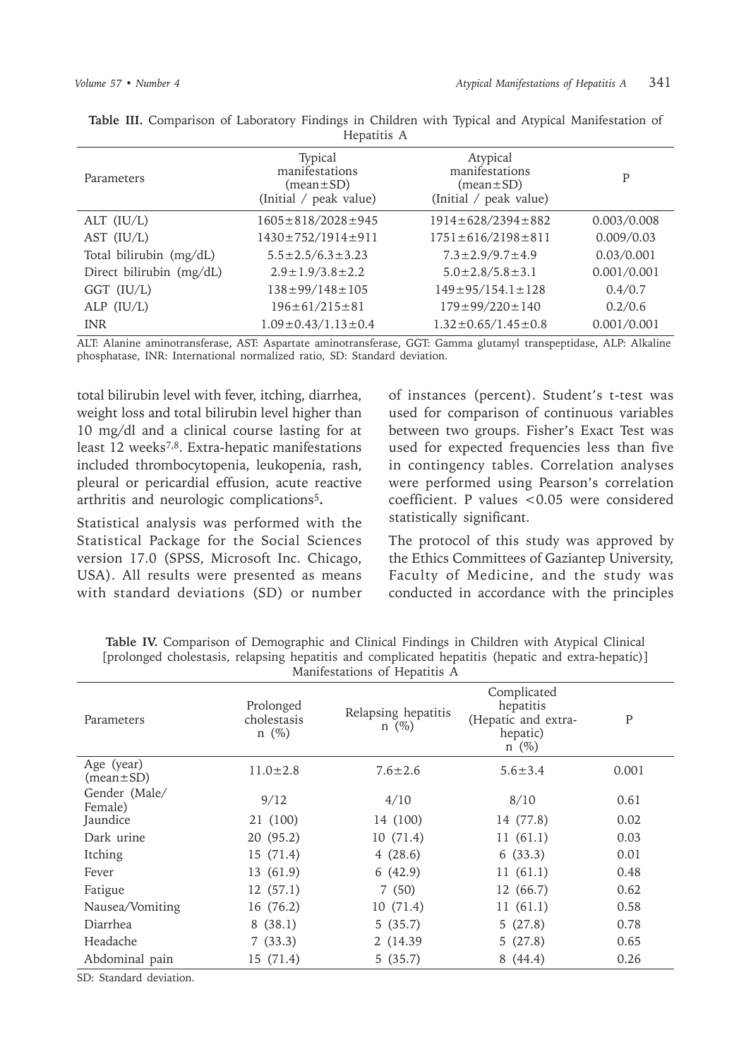**Table III.** Comparison of Laboratory Findings in Children with Typical and Atypical Manifestation of Hepatitis A

| Parameters | Typical manifestations (mean±SD) (Initial / peak value) | Atypical manifestations (mean±SD) (Initial / peak value) | P |
|---|---|---|---|
| ALT (IU/L) | 1605±818/2028±945 | 1914±628/2394±882 | 0.003/0.008 |
| AST (IU/L) | 1430±752/1914±911 | 1751±616/2198±811 | 0.009/0.03 |
| Total bilirubin (mg/dL) | 5.5±2.5/6.3±3.23 | 7.3±2.9/9.7±4.9 | 0.03/0.001 |
| Direct bilirubin (mg/dL) | 2.9±1.9/3.8±2.2 | 5.0±2.8/5.8±3.1 | 0.001/0.001 |
| GGT (IU/L) | 138±99/148±105 | 149±95/154.1±128 | 0.4/0.7 |
| ALP (IU/L) | 196±61/215±81 | 179±99/220±140 | 0.2/0.6 |
| INR | 1.09±0.43/1.13±0.4 | 1.32±0.65/1.45±0.8 | 0.001/0.001 |

ALT: Alanine aminotransferase, AST: Aspartate aminotransferase, GGT: Gamma glutamyl transpeptidase, ALP: Alkaline phosphatase, INR: International normalized ratio, SD: Standard deviation.

total bilirubin level with fever, itching, diarrhea, weight loss and total bilirubin level higher than 10 mg/dl and a clinical course lasting for at least 12 weeks[7,8]. Extra-hepatic manifestations included thrombocytopenia, leukopenia, rash, pleural or pericardial effusion, acute reactive arthritis and neurologic complications[5].

Statistical analysis was performed with the Statistical Package for the Social Sciences version 17.0 (SPSS, Microsoft Inc. Chicago, USA). All results were presented as means with standard deviations (SD) or number of instances (percent). Student's t-test was used for comparison of continuous variables between two groups. Fisher's Exact Test was used for expected frequencies less than five in contingency tables. Correlation analyses were performed using Pearson's correlation coefficient. P values <0.05 were considered statistically significant.

The protocol of this study was approved by the Ethics Committees of Gaziantep University, Faculty of Medicine, and the study was conducted in accordance with the principles

**Table IV.** Comparison of Demographic and Clinical Findings in Children with Atypical Clinical [prolonged cholestasis, relapsing hepatitis and complicated hepatitis (hepatic and extra-hepatic)] Manifestations of Hepatitis A

| Parameters | Prolonged cholestasis n (%) | Relapsing hepatitis n (%) | Complicated hepatitis (Hepatic and extra-hepatic) n (%) | P |
|---|---|---|---|---|
| Age (year) (mean±SD) | 11.0±2.8 | 7.6±2.6 | 5.6±3.4 | 0.001 |
| Gender (Male/ Female) | 9/12 | 4/10 | 8/10 | 0.61 |
| Jaundice | 21 (100) | 14 (100) | 14 (77.8) | 0.02 |
| Dark urine | 20 (95.2) | 10 (71.4) | 11 (61.1) | 0.03 |
| Itching | 15 (71.4) | 4 (28.6) | 6 (33.3) | 0.01 |
| Fever | 13 (61.9) | 6 (42.9) | 11 (61.1) | 0.48 |
| Fatigue | 12 (57.1) | 7 (50) | 12 (66.7) | 0.62 |
| Nausea/Vomiting | 16 (76.2) | 10 (71.4) | 11 (61.1) | 0.58 |
| Diarrhea | 8 (38.1) | 5 (35.7) | 5 (27.8) | 0.78 |
| Headache | 7 (33.3) | 2 (14.39 | 5 (27.8) | 0.65 |
| Abdominal pain | 15 (71.4) | 5 (35.7) | 8 (44.4) | 0.26 |

SD: Standard deviation.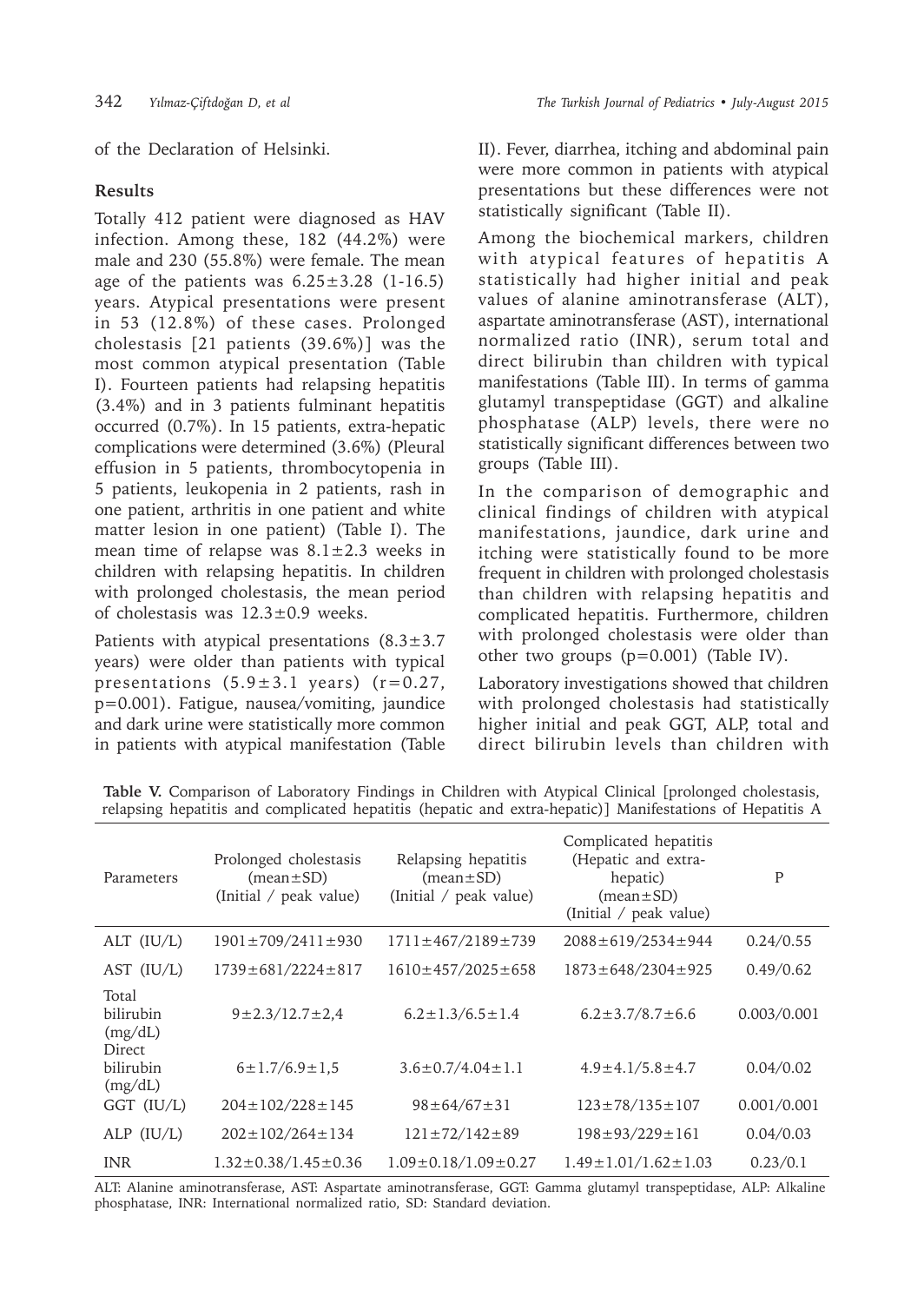of the Declaration of Helsinki.

## Results

Totally 412 patient were diagnosed as HAV infection. Among these, 182 (44.2%) were male and 230 (55.8%) were female. The mean age of the patients was 6.25±3.28 (1-16.5) years. Atypical presentations were present in 53 (12.8%) of these cases. Prolonged cholestasis [21 patients (39.6%)] was the most common atypical presentation (Table I). Fourteen patients had relapsing hepatitis (3.4%) and in 3 patients fulminant hepatitis occurred (0.7%). In 15 patients, extra-hepatic complications were determined (3.6%) (Pleural effusion in 5 patients, thrombocytopenia in 5 patients, leukopenia in 2 patients, rash in one patient, arthritis in one patient and white matter lesion in one patient) (Table I). The mean time of relapse was 8.1±2.3 weeks in children with relapsing hepatitis. In children with prolonged cholestasis, the mean period of cholestasis was 12.3±0.9 weeks.

Patients with atypical presentations (8.3±3.7 years) were older than patients with typical presentations (5.9±3.1 years) (r=0.27, p=0.001). Fatigue, nausea/vomiting, jaundice and dark urine were statistically more common in patients with atypical manifestation (Table II). Fever, diarrhea, itching and abdominal pain were more common in patients with atypical presentations but these differences were not statistically significant (Table II).

Among the biochemical markers, children with atypical features of hepatitis A statistically had higher initial and peak values of alanine aminotransferase (ALT), aspartate aminotransferase (AST), international normalized ratio (INR), serum total and direct bilirubin than children with typical manifestations (Table III). In terms of gamma glutamyl transpeptidase (GGT) and alkaline phosphatase (ALP) levels, there were no statistically significant differences between two groups (Table III).

In the comparison of demographic and clinical findings of children with atypical manifestations, jaundice, dark urine and itching were statistically found to be more frequent in children with prolonged cholestasis than children with relapsing hepatitis and complicated hepatitis. Furthermore, children with prolonged cholestasis were older than other two groups (p=0.001) (Table IV).

Laboratory investigations showed that children with prolonged cholestasis had statistically higher initial and peak GGT, ALP, total and direct bilirubin levels than children with

**Table V.** Comparison of Laboratory Findings in Children with Atypical Clinical [prolonged cholestasis, relapsing hepatitis and complicated hepatitis (hepatic and extra-hepatic)] Manifestations of Hepatitis A

| Parameters | Prolonged cholestasis (mean±SD) (Initial / peak value) | Relapsing hepatitis (mean±SD) (Initial / peak value) | Complicated hepatitis (Hepatic and extra-hepatic) (mean±SD) (Initial / peak value) | P |
|---|---|---|---|---|
| ALT (IU/L) | 1901±709/2411±930 | 1711±467/2189±739 | 2088±619/2534±944 | 0.24/0.55 |
| AST (IU/L) | 1739±681/2224±817 | 1610±457/2025±658 | 1873±648/2304±925 | 0.49/0.62 |
| Total bilirubin (mg/dL) | 9±2.3/12.7±2,4 | 6.2±1.3/6.5±1.4 | 6.2±3.7/8.7±6.6 | 0.003/0.001 |
| Direct bilirubin (mg/dL) | 6±1.7/6.9±1,5 | 3.6±0.7/4.04±1.1 | 4.9±4.1/5.8±4.7 | 0.04/0.02 |
| GGT (IU/L) | 204±102/228±145 | 98±64/67±31 | 123±78/135±107 | 0.001/0.001 |
| ALP (IU/L) | 202±102/264±134 | 121±72/142±89 | 198±93/229±161 | 0.04/0.03 |
| INR | 1.32±0.38/1.45±0.36 | 1.09±0.18/1.09±0.27 | 1.49±1.01/1.62±1.03 | 0.23/0.1 |

ALT: Alanine aminotransferase, AST: Aspartate aminotransferase, GGT: Gamma glutamyl transpeptidase, ALP: Alkaline phosphatase, INR: International normalized ratio, SD: Standard deviation.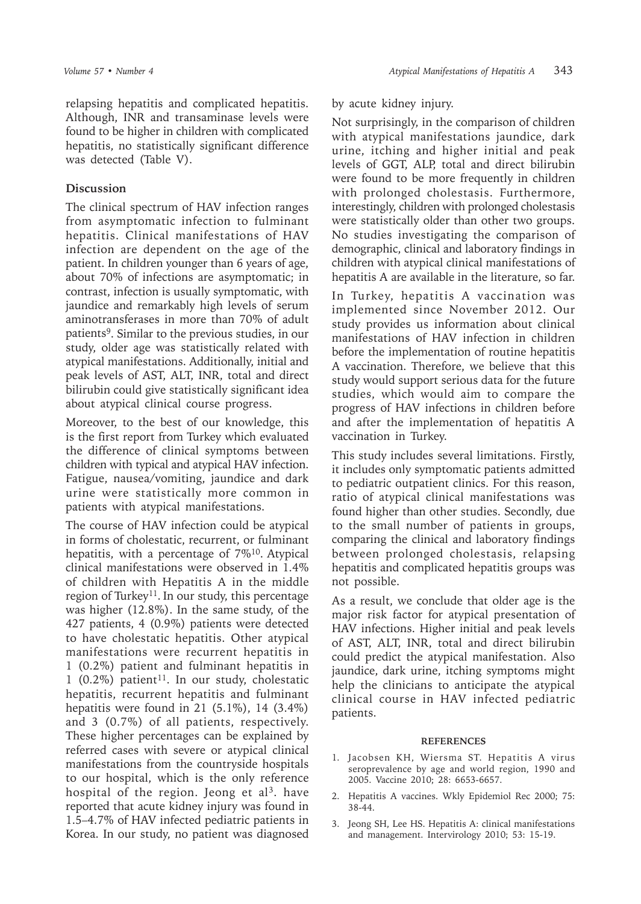relapsing hepatitis and complicated hepatitis. Although, INR and transaminase levels were found to be higher in children with complicated hepatitis, no statistically significant difference was detected (Table V).

## Discussion

The clinical spectrum of HAV infection ranges from asymptomatic infection to fulminant hepatitis. Clinical manifestations of HAV infection are dependent on the age of the patient. In children younger than 6 years of age, about 70% of infections are asymptomatic; in contrast, infection is usually symptomatic, with jaundice and remarkably high levels of serum aminotransferases in more than 70% of adult patients[9]. Similar to the previous studies, in our study, older age was statistically related with atypical manifestations. Additionally, initial and peak levels of AST, ALT, INR, total and direct bilirubin could give statistically significant idea about atypical clinical course progress.

Moreover, to the best of our knowledge, this is the first report from Turkey which evaluated the difference of clinical symptoms between children with typical and atypical HAV infection. Fatigue, nausea/vomiting, jaundice and dark urine were statistically more common in patients with atypical manifestations.

The course of HAV infection could be atypical in forms of cholestatic, recurrent, or fulminant hepatitis, with a percentage of 7%[10]. Atypical clinical manifestations were observed in 1.4% of children with Hepatitis A in the middle region of Turkey[11]. In our study, this percentage was higher (12.8%). In the same study, of the 427 patients, 4 (0.9%) patients were detected to have cholestatic hepatitis. Other atypical manifestations were recurrent hepatitis in 1 (0.2%) patient and fulminant hepatitis in 1 (0.2%) patient[11]. In our study, cholestatic hepatitis, recurrent hepatitis and fulminant hepatitis were found in 21 (5.1%), 14 (3.4%) and 3 (0.7%) of all patients, respectively. These higher percentages can be explained by referred cases with severe or atypical clinical manifestations from the countryside hospitals to our hospital, which is the only reference hospital of the region. Jeong et al[3]. have reported that acute kidney injury was found in 1.5–4.7% of HAV infected pediatric patients in Korea. In our study, no patient was diagnosed by acute kidney injury.

Not surprisingly, in the comparison of children with atypical manifestations jaundice, dark urine, itching and higher initial and peak levels of GGT, ALP, total and direct bilirubin were found to be more frequently in children with prolonged cholestasis. Furthermore, interestingly, children with prolonged cholestasis were statistically older than other two groups. No studies investigating the comparison of demographic, clinical and laboratory findings in children with atypical clinical manifestations of hepatitis A are available in the literature, so far.

In Turkey, hepatitis A vaccination was implemented since November 2012. Our study provides us information about clinical manifestations of HAV infection in children before the implementation of routine hepatitis A vaccination. Therefore, we believe that this study would support serious data for the future studies, which would aim to compare the progress of HAV infections in children before and after the implementation of hepatitis A vaccination in Turkey.

This study includes several limitations. Firstly, it includes only symptomatic patients admitted to pediatric outpatient clinics. For this reason, ratio of atypical clinical manifestations was found higher than other studies. Secondly, due to the small number of patients in groups, comparing the clinical and laboratory findings between prolonged cholestasis, relapsing hepatitis and complicated hepatitis groups was not possible.

As a result, we conclude that older age is the major risk factor for atypical presentation of HAV infections. Higher initial and peak levels of AST, ALT, INR, total and direct bilirubin could predict the atypical manifestation. Also jaundice, dark urine, itching symptoms might help the clinicians to anticipate the atypical clinical course in HAV infected pediatric patients.

## REFERENCES

1. Jacobsen KH, Wiersma ST. Hepatitis A virus seroprevalence by age and world region, 1990 and 2005. Vaccine 2010; 28: 6653-6657.
2. Hepatitis A vaccines. Wkly Epidemiol Rec 2000; 75: 38-44.
3. Jeong SH, Lee HS. Hepatitis A: clinical manifestations and management. Intervirology 2010; 53: 15-19.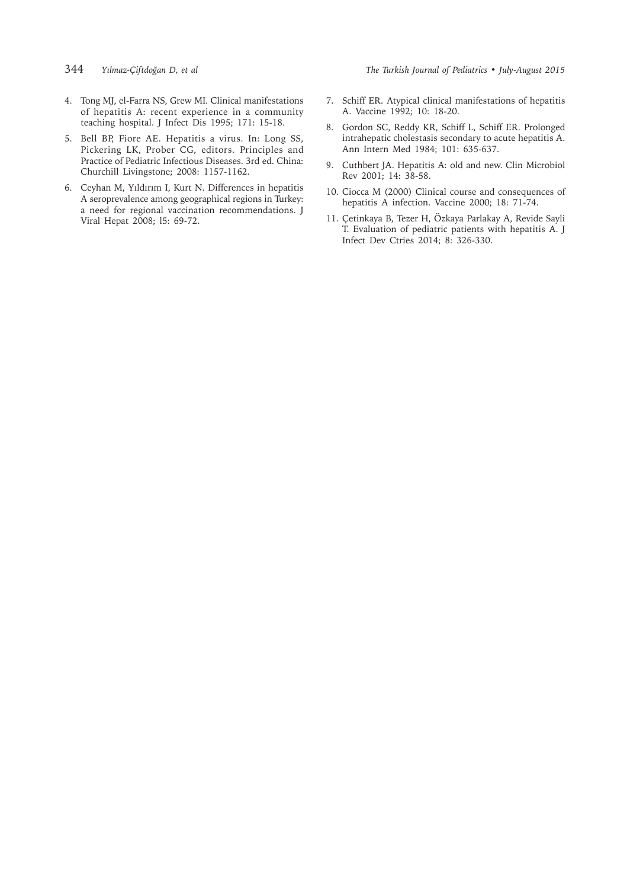4. Tong MJ, el-Farra NS, Grew MI. Clinical manifestations of hepatitis A: recent experience in a community teaching hospital. J Infect Dis 1995; 171: 15-18.
5. Bell BP, Fiore AE. Hepatitis a virus. In: Long SS, Pickering LK, Prober CG, editors. Principles and Practice of Pediatric Infectious Diseases. 3rd ed. China: Churchill Livingstone; 2008: 1157-1162.
6. Ceyhan M, Yıldırım I, Kurt N. Differences in hepatitis A seroprevalence among geographical regions in Turkey: a need for regional vaccination recommendations. J Viral Hepat 2008; l5: 69-72.
7. Schiff ER. Atypical clinical manifestations of hepatitis A. Vaccine 1992; 10: 18-20.
8. Gordon SC, Reddy KR, Schiff L, Schiff ER. Prolonged intrahepatic cholestasis secondary to acute hepatitis A. Ann Intern Med 1984; 101: 635-637.
9. Cuthbert JA. Hepatitis A: old and new. Clin Microbiol Rev 2001; 14: 38-58.
10. Ciocca M (2000) Clinical course and consequences of hepatitis A infection. Vaccine 2000; 18: 71-74.
11. Çetinkaya B, Tezer H, Özkaya Parlakay A, Revide Sayli T. Evaluation of pediatric patients with hepatitis A. J Infect Dev Ctries 2014; 8: 326-330.